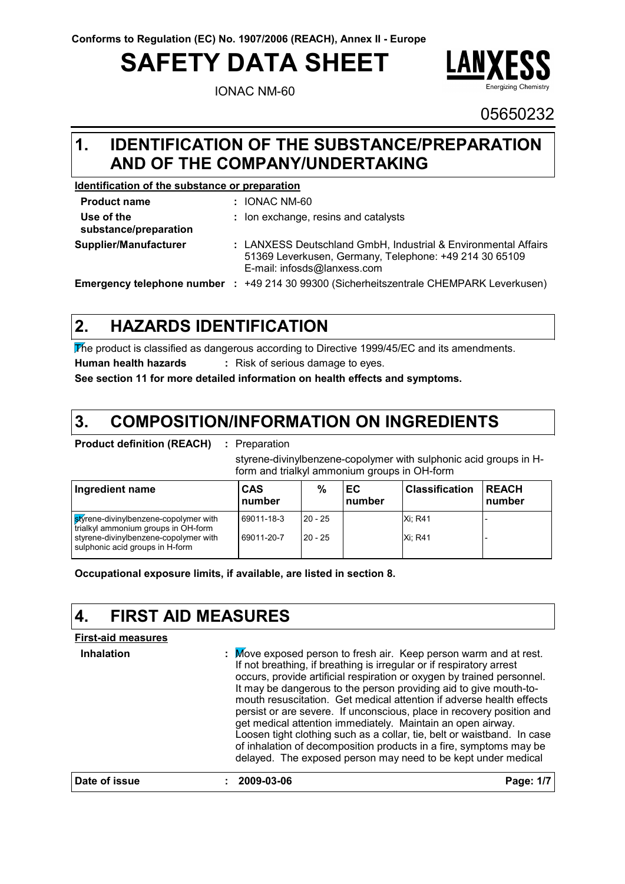Conforms to Regulation (EC) No. 1907/2006 (REACH), Annex II - Europe

# SAFETY DATA SHEET

IONAC NM-60

LANXESS Energizing Chemistry

05650232

## 1. IDENTIFICATION OF THE SUBSTANCE/PREPARATION AND OF THE COMPANY/UNDERTAKING

**Identification of the substance or preparation**

**Product name** : IONAC NM-60

**Use of the substance/preparation** : Ion exchange, resins and catalysts

**Supplier/Manufacturer** : LANXESS Deutschland GmbH, Industrial & Environmental Affairs 51369 Leverkusen, Germany, Telephone: +49 214 30 65109 E-mail: infosds@lanxess.com

**Emergency telephone number** : +49 214 30 99300 (Sicherheitszentrale CHEMPARK Leverkusen)

## 2. HAZARDS IDENTIFICATION

The product is classified as dangerous according to Directive 1999/45/EC and its amendments.

**Human health hazards** : Risk of serious damage to eyes.

**See section 11 for more detailed information on health effects and symptoms.**

## 3. COMPOSITION/INFORMATION ON INGREDIENTS

**Product definition (REACH)** : Preparation

styrene-divinylbenzene-copolymer with sulphonic acid groups in H-form and trialkyl ammonium groups in OH-form

| Ingredient name | CAS number | % | EC number | Classification | REACH number |
|---|---|---|---|---|---|
| styrene-divinylbenzene-copolymer with trialkyl ammonium groups in OH-form | 69011-18-3 | 20 - 25 | | Xi; R41 | - |
| styrene-divinylbenzene-copolymer with sulphonic acid groups in H-form | 69011-20-7 | 20 - 25 | | Xi; R41 | - |

**Occupational exposure limits, if available, are listed in section 8.**

## 4. FIRST AID MEASURES

**First-aid measures**

**Inhalation** : Move exposed person to fresh air. Keep person warm and at rest. If not breathing, if breathing is irregular or if respiratory arrest occurs, provide artificial respiration or oxygen by trained personnel. It may be dangerous to the person providing aid to give mouth-to-mouth resuscitation. Get medical attention if adverse health effects persist or are severe. If unconscious, place in recovery position and get medical attention immediately. Maintain an open airway. Loosen tight clothing such as a collar, tie, belt or waistband. In case of inhalation of decomposition products in a fire, symptoms may be delayed. The exposed person may need to be kept under medical

**Date of issue** : 2009-03-06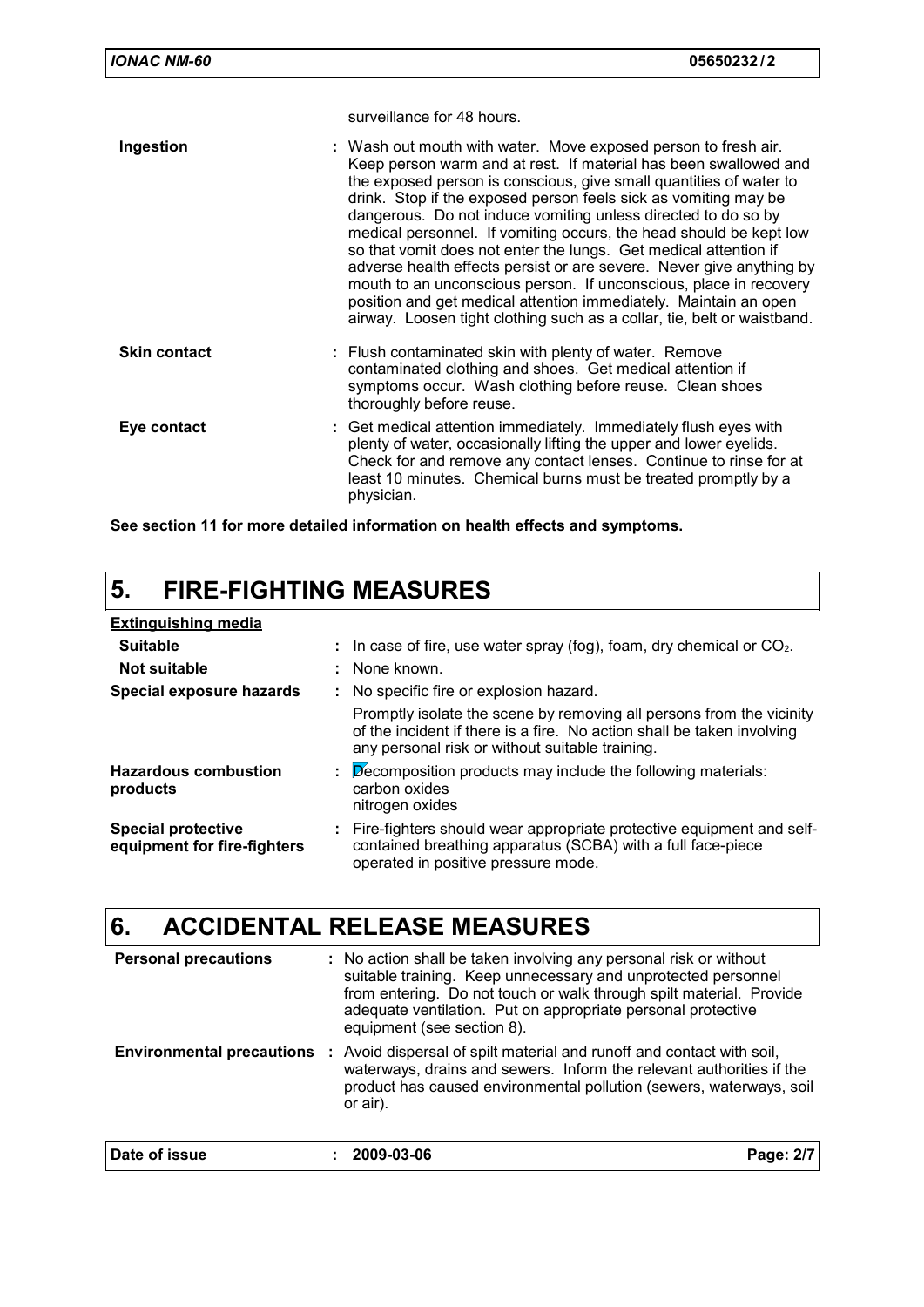surveillance for 48 hours.

| | |
|---|---|
| **Ingestion** | : Wash out mouth with water. Move exposed person to fresh air. Keep person warm and at rest. If material has been swallowed and the exposed person is conscious, give small quantities of water to drink. Stop if the exposed person feels sick as vomiting may be dangerous. Do not induce vomiting unless directed to do so by medical personnel. If vomiting occurs, the head should be kept low so that vomit does not enter the lungs. Get medical attention if adverse health effects persist or are severe. Never give anything by mouth to an unconscious person. If unconscious, place in recovery position and get medical attention immediately. Maintain an open airway. Loosen tight clothing such as a collar, tie, belt or waistband. |
| **Skin contact** | : Flush contaminated skin with plenty of water. Remove contaminated clothing and shoes. Get medical attention if symptoms occur. Wash clothing before reuse. Clean shoes thoroughly before reuse. |
| **Eye contact** | : Get medical attention immediately. Immediately flush eyes with plenty of water, occasionally lifting the upper and lower eyelids. Check for and remove any contact lenses. Continue to rinse for at least 10 minutes. Chemical burns must be treated promptly by a physician. |

**See section 11 for more detailed information on health effects and symptoms.**

# 5. FIRE-FIGHTING MEASURES

**Extinguishing media**

| | |
|---|---|
| **Suitable** | : In case of fire, use water spray (fog), foam, dry chemical or $CO_2$. |
| **Not suitable** | : None known. |
| **Special exposure hazards** | : No specific fire or explosion hazard.<br>Promptly isolate the scene by removing all persons from the vicinity of the incident if there is a fire. No action shall be taken involving any personal risk or without suitable training. |
| **Hazardous combustion products** | : Decomposition products may include the following materials:<br>carbon oxides<br>nitrogen oxides |
| **Special protective equipment for fire-fighters** | : Fire-fighters should wear appropriate protective equipment and self-contained breathing apparatus (SCBA) with a full face-piece operated in positive pressure mode. |

# 6. ACCIDENTAL RELEASE MEASURES

| | |
|---|---|
| **Personal precautions** | : No action shall be taken involving any personal risk or without suitable training. Keep unnecessary and unprotected personnel from entering. Do not touch or walk through spilt material. Provide adequate ventilation. Put on appropriate personal protective equipment (see section 8). |
| **Environmental precautions** | : Avoid dispersal of spilt material and runoff and contact with soil, waterways, drains and sewers. Inform the relevant authorities if the product has caused environmental pollution (sewers, waterways, soil or air). |

**Date of issue** : 2009-03-06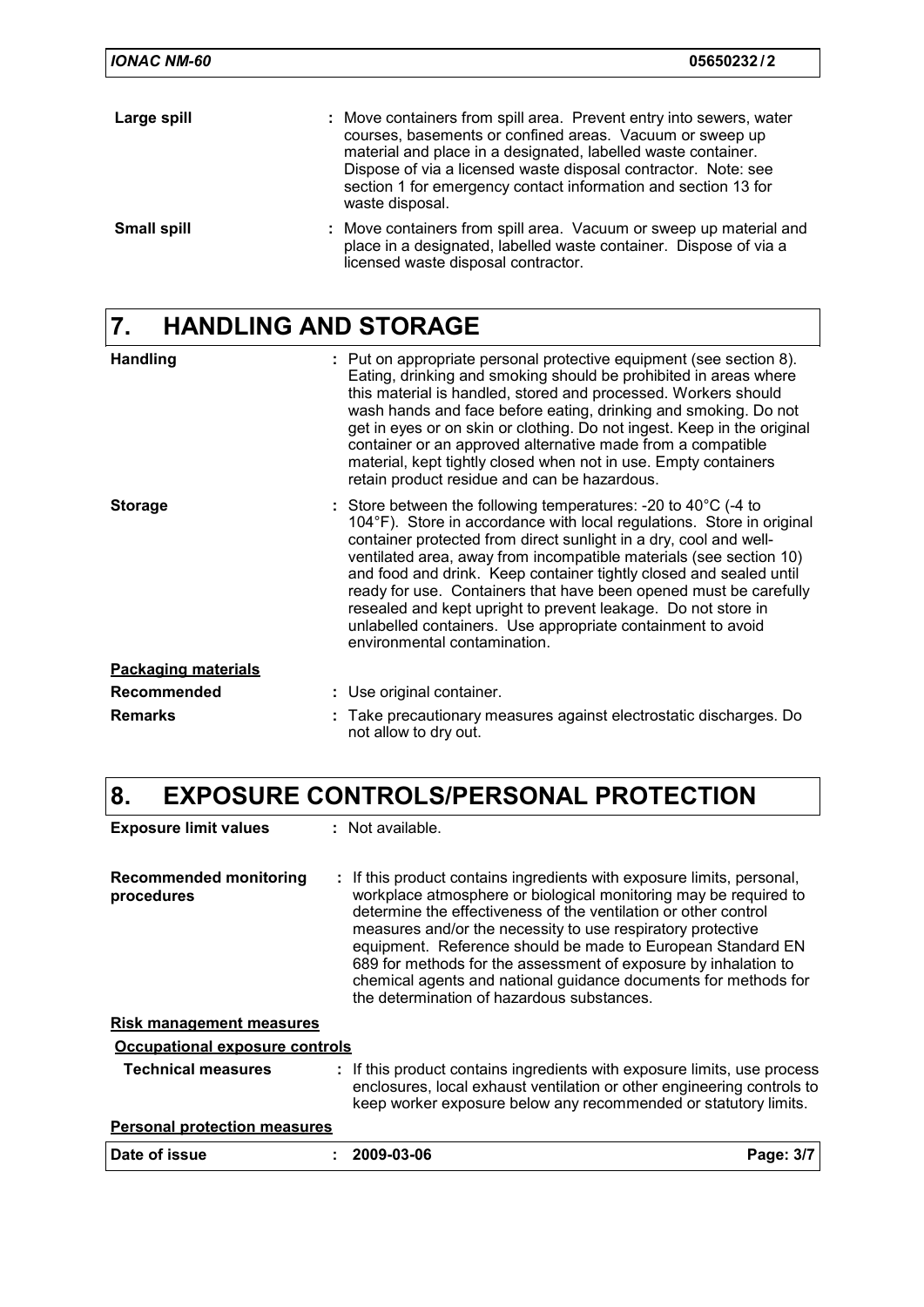| | |
|---|---|
| **Large spill** | : Move containers from spill area. Prevent entry into sewers, water courses, basements or confined areas. Vacuum or sweep up material and place in a designated, labelled waste container. Dispose of via a licensed waste disposal contractor. Note: see section 1 for emergency contact information and section 13 for waste disposal. |
| **Small spill** | : Move containers from spill area. Vacuum or sweep up material and place in a designated, labelled waste container. Dispose of via a licensed waste disposal contractor. |

## 7. HANDLING AND STORAGE

| | |
|---|---|
| **Handling** | : Put on appropriate personal protective equipment (see section 8). Eating, drinking and smoking should be prohibited in areas where this material is handled, stored and processed. Workers should wash hands and face before eating, drinking and smoking. Do not get in eyes or on skin or clothing. Do not ingest. Keep in the original container or an approved alternative made from a compatible material, kept tightly closed when not in use. Empty containers retain product residue and can be hazardous. |
| **Storage** | : Store between the following temperatures: -20 to 40°C (-4 to 104°F). Store in accordance with local regulations. Store in original container protected from direct sunlight in a dry, cool and well-ventilated area, away from incompatible materials (see section 10) and food and drink. Keep container tightly closed and sealed until ready for use. Containers that have been opened must be carefully resealed and kept upright to prevent leakage. Do not store in unlabelled containers. Use appropriate containment to avoid environmental contamination. |

**Packaging materials**

| | |
|---|---|
| **Recommended** | : Use original container. |
| **Remarks** | : Take precautionary measures against electrostatic discharges. Do not allow to dry out. |

## 8. EXPOSURE CONTROLS/PERSONAL PROTECTION

| | |
|---|---|
| **Exposure limit values** | : Not available. |
| **Recommended monitoring procedures** | : If this product contains ingredients with exposure limits, personal, workplace atmosphere or biological monitoring may be required to determine the effectiveness of the ventilation or other control measures and/or the necessity to use respiratory protective equipment. Reference should be made to European Standard EN 689 for methods for the assessment of exposure by inhalation to chemical agents and national guidance documents for methods for the determination of hazardous substances. |

**Risk management measures**

**Occupational exposure controls**

| | |
|---|---|
| **Technical measures** | : If this product contains ingredients with exposure limits, use process enclosures, local exhaust ventilation or other engineering controls to keep worker exposure below any recommended or statutory limits. |

**Personal protection measures**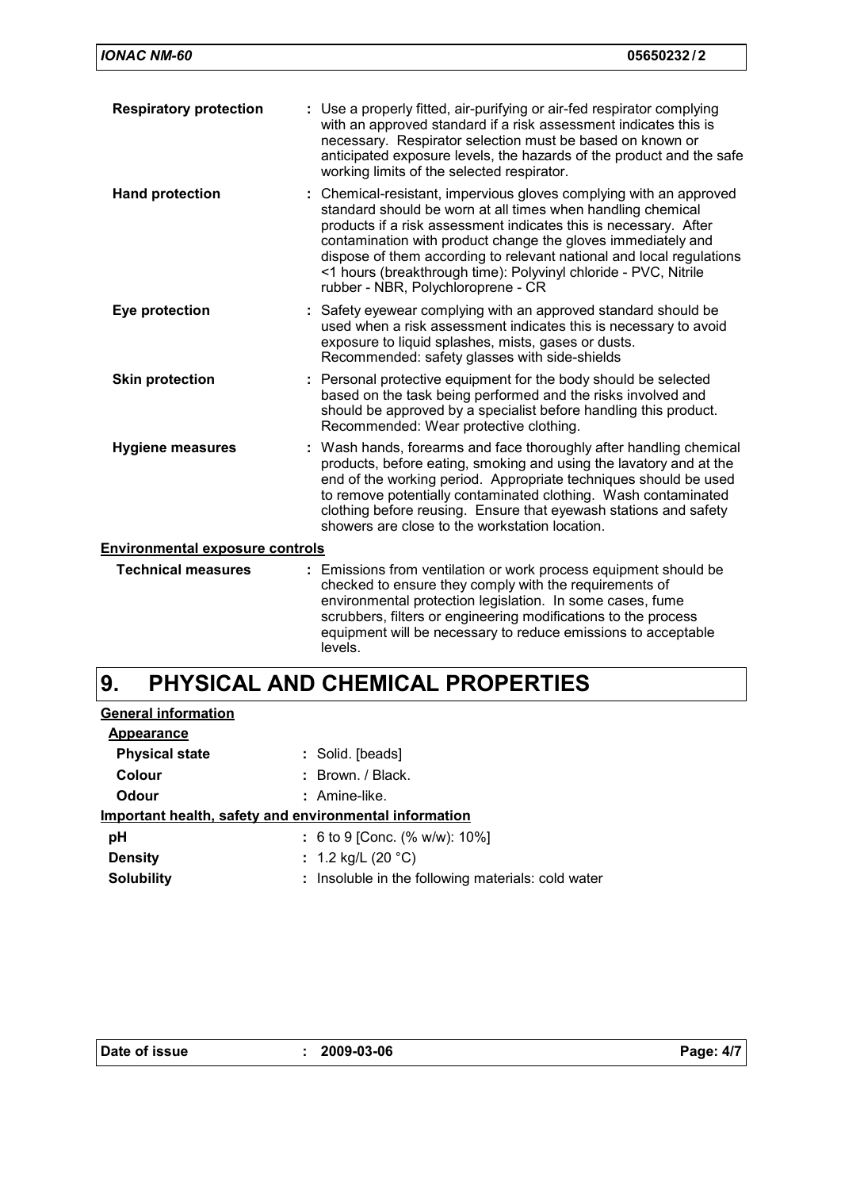**Respiratory protection** : Use a properly fitted, air-purifying or air-fed respirator complying with an approved standard if a risk assessment indicates this is necessary. Respirator selection must be based on known or anticipated exposure levels, the hazards of the product and the safe working limits of the selected respirator.

**Hand protection** : Chemical-resistant, impervious gloves complying with an approved standard should be worn at all times when handling chemical products if a risk assessment indicates this is necessary. After contamination with product change the gloves immediately and dispose of them according to relevant national and local regulations <1 hours (breakthrough time): Polyvinyl chloride - PVC, Nitrile rubber - NBR, Polychloroprene - CR

**Eye protection** : Safety eyewear complying with an approved standard should be used when a risk assessment indicates this is necessary to avoid exposure to liquid splashes, mists, gases or dusts. Recommended: safety glasses with side-shields

**Skin protection** : Personal protective equipment for the body should be selected based on the task being performed and the risks involved and should be approved by a specialist before handling this product. Recommended: Wear protective clothing.

**Hygiene measures** : Wash hands, forearms and face thoroughly after handling chemical products, before eating, smoking and using the lavatory and at the end of the working period. Appropriate techniques should be used to remove potentially contaminated clothing. Wash contaminated clothing before reusing. Ensure that eyewash stations and safety showers are close to the workstation location.

**Environmental exposure controls**

**Technical measures** : Emissions from ventilation or work process equipment should be checked to ensure they comply with the requirements of environmental protection legislation. In some cases, fume scrubbers, filters or engineering modifications to the process equipment will be necessary to reduce emissions to acceptable levels.

# 9. PHYSICAL AND CHEMICAL PROPERTIES

**General information**

**Appearance**

**Physical state** : Solid. [beads]

**Colour** : Brown. / Black.

**Odour** : Amine-like.

**Important health, safety and environmental information**

**pH** : 6 to 9 [Conc. (% w/w): 10%]

**Density** : 1.2 kg/L (20 °C)

**Solubility** : Insoluble in the following materials: cold water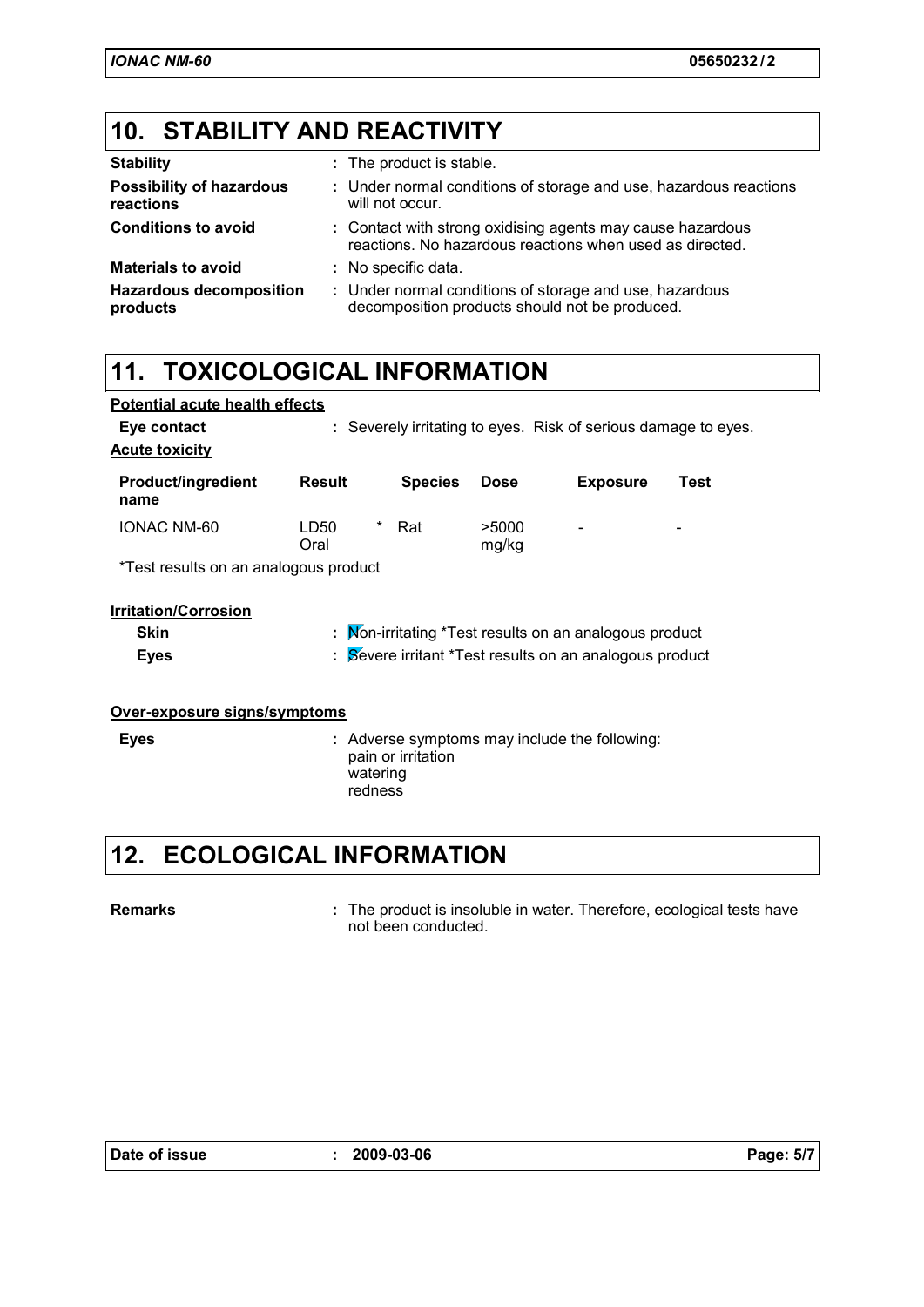## 10. STABILITY AND REACTIVITY

**Stability** : The product is stable.

**Possibility of hazardous reactions** : Under normal conditions of storage and use, hazardous reactions will not occur.

**Conditions to avoid** : Contact with strong oxidising agents may cause hazardous reactions. No hazardous reactions when used as directed.

**Materials to avoid** : No specific data.

**Hazardous decomposition products** : Under normal conditions of storage and use, hazardous decomposition products should not be produced.

## 11. TOXICOLOGICAL INFORMATION

**Potential acute health effects**

**Eye contact** : Severely irritating to eyes. Risk of serious damage to eyes.

**Acute toxicity**

| Product/ingredient name | Result | Species | Dose | Exposure | Test |
|---|---|---|---|---|---|
| IONAC NM-60 | LD50 Oral * | Rat | >5000 mg/kg | - | - |

*Test results on an analogous product

**Irritation/Corrosion**

**Skin** : Non-irritating *Test results on an analogous product

**Eyes** : Severe irritant *Test results on an analogous product

**Over-exposure signs/symptoms**

**Eyes** : Adverse symptoms may include the following:
pain or irritation
watering
redness

## 12. ECOLOGICAL INFORMATION

**Remarks** : The product is insoluble in water. Therefore, ecological tests have not been conducted.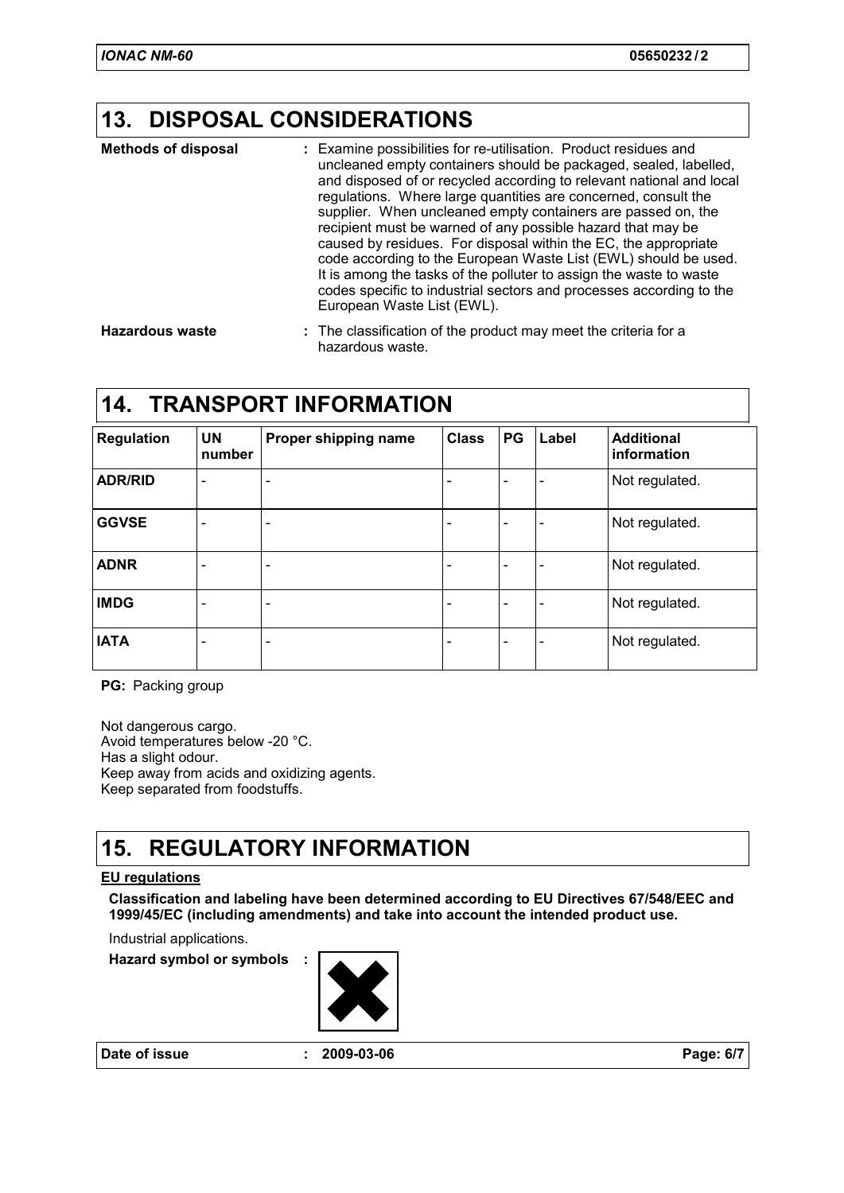## 13. DISPOSAL CONSIDERATIONS

**Methods of disposal** : Examine possibilities for re-utilisation. Product residues and uncleaned empty containers should be packaged, sealed, labelled, and disposed of or recycled according to relevant national and local regulations. Where large quantities are concerned, consult the supplier. When uncleaned empty containers are passed on, the recipient must be warned of any possible hazard that may be caused by residues. For disposal within the EC, the appropriate code according to the European Waste List (EWL) should be used. It is among the tasks of the polluter to assign the waste to waste codes specific to industrial sectors and processes according to the European Waste List (EWL).

**Hazardous waste** : The classification of the product may meet the criteria for a hazardous waste.

## 14. TRANSPORT INFORMATION

| Regulation | UN number | Proper shipping name | Class | PG | Label | Additional information |
|---|---|---|---|---|---|---|
| **ADR/RID** | - | - | - | - | - | Not regulated. |
| **GGVSE** | - | - | - | - | - | Not regulated. |
| **ADNR** | - | - | - | - | - | Not regulated. |
| **IMDG** | - | - | - | - | - | Not regulated. |
| **IATA** | - | - | - | - | - | Not regulated. |

**PG:** Packing group

Not dangerous cargo.
Avoid temperatures below -20 °C.
Has a slight odour.
Keep away from acids and oxidizing agents.
Keep separated from foodstuffs.

## 15. REGULATORY INFORMATION

**EU regulations**

**Classification and labeling have been determined according to EU Directives 67/548/EEC and 1999/45/EC (including amendments) and take into account the intended product use.**

Industrial applications.

**Hazard symbol or symbols** :

**Date of issue** : 2009-03-06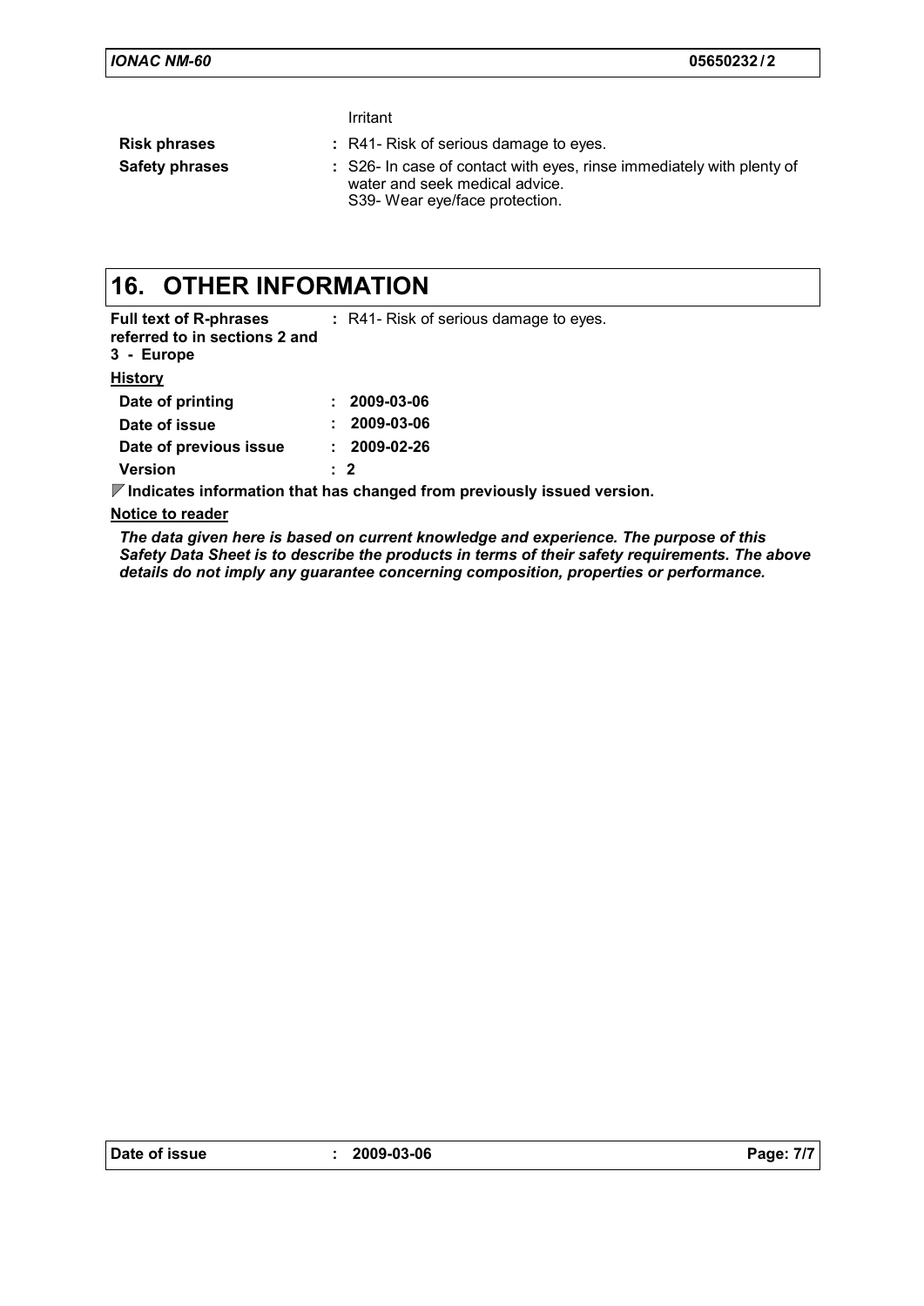Irritant

**Risk phrases** : R41- Risk of serious damage to eyes.

**Safety phrases** : S26- In case of contact with eyes, rinse immediately with plenty of water and seek medical advice.
S39- Wear eye/face protection.

# 16. OTHER INFORMATION

**Full text of R-phrases referred to in sections 2 and 3 - Europe** : R41- Risk of serious damage to eyes.

**History**

| | |
|---|---|
| **Date of printing** | : **2009-03-06** |
| **Date of issue** | : **2009-03-06** |
| **Date of previous issue** | : **2009-02-26** |
| **Version** | : **2** |

**Indicates information that has changed from previously issued version.**

**Notice to reader**

***The data given here is based on current knowledge and experience. The purpose of this Safety Data Sheet is to describe the products in terms of their safety requirements. The above details do not imply any guarantee concerning composition, properties or performance.***